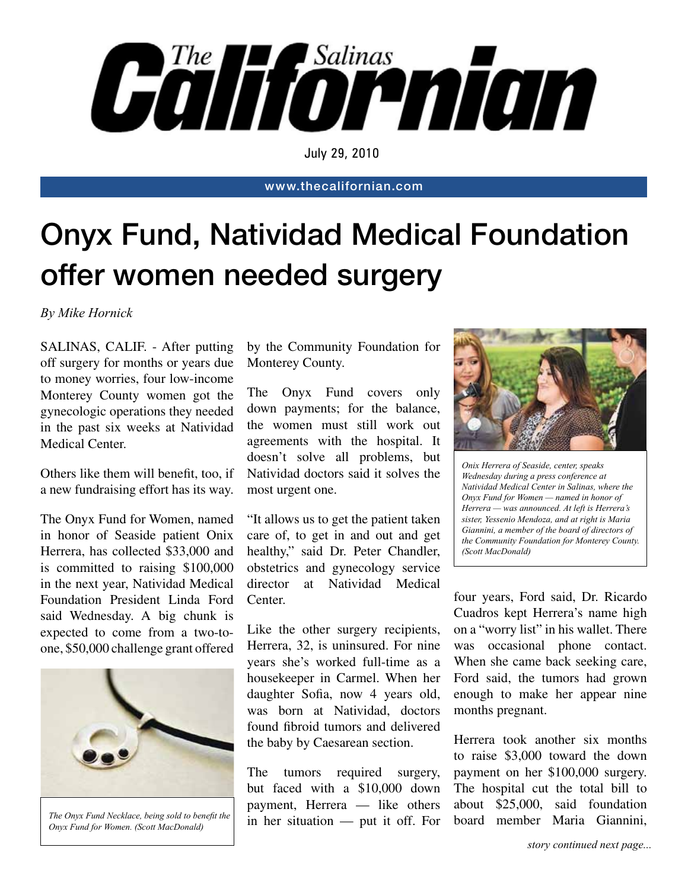# The Salinas Californian

July 29, 2010

www.thecalifornian.com

# Onyx Fund, Natividad Medical Foundation offer women needed surgery

*By Mike Hornick*

SALINAS, CALIF. - After putting off surgery for months or years due to money worries, four low-income Monterey County women got the gynecologic operations they needed in the past six weeks at Natividad Medical Center.

Others like them will benefit, too, if a new fundraising effort has its way.

The Onyx Fund for Women, named in honor of Seaside patient Onix Herrera, has collected $33,000 and is committed to raising $100,000 in the next year, Natividad Medical Foundation President Linda Ford said Wednesday. A big chunk is expected to come from a two-to-one, $50,000 challenge grant offered by the Community Foundation for Monterey County.

*The Onyx Fund Necklace, being sold to benefit the Onyx Fund for Women. (Scott MacDonald)*

The Onyx Fund covers only down payments; for the balance, the women must still work out agreements with the hospital. It doesn't solve all problems, but Natividad doctors said it solves the most urgent one.

"It allows us to get the patient taken care of, to get in and out and get healthy," said Dr. Peter Chandler, obstetrics and gynecology service director at Natividad Medical Center.

Like the other surgery recipients, Herrera, 32, is uninsured. For nine years she's worked full-time as a housekeeper in Carmel. When her daughter Sofia, now 4 years old, was born at Natividad, doctors found fibroid tumors and delivered the baby by Caesarean section.

The tumors required surgery, but faced with a $10,000 down payment, Herrera — like others in her situation — put it off. For four years, Ford said, Dr. Ricardo Cuadros kept Herrera's name high on a "worry list" in his wallet. There was occasional phone contact. When she came back seeking care, Ford said, the tumors had grown enough to make her appear nine months pregnant.

*Onix Herrera of Seaside, center, speaks Wednesday during a press conference at Natividad Medical Center in Salinas, where the Onyx Fund for Women — named in honor of Herrera — was announced. At left is Herrera's sister, Yessenio Mendoza, and at right is Maria Giannini, a member of the board of directors of the Community Foundation for Monterey County. (Scott MacDonald)*

Herrera took another six months to raise $3,000 toward the down payment on her $100,000 surgery. The hospital cut the total bill to about $25,000, said foundation board member Maria Giannini,

*story continued next page...*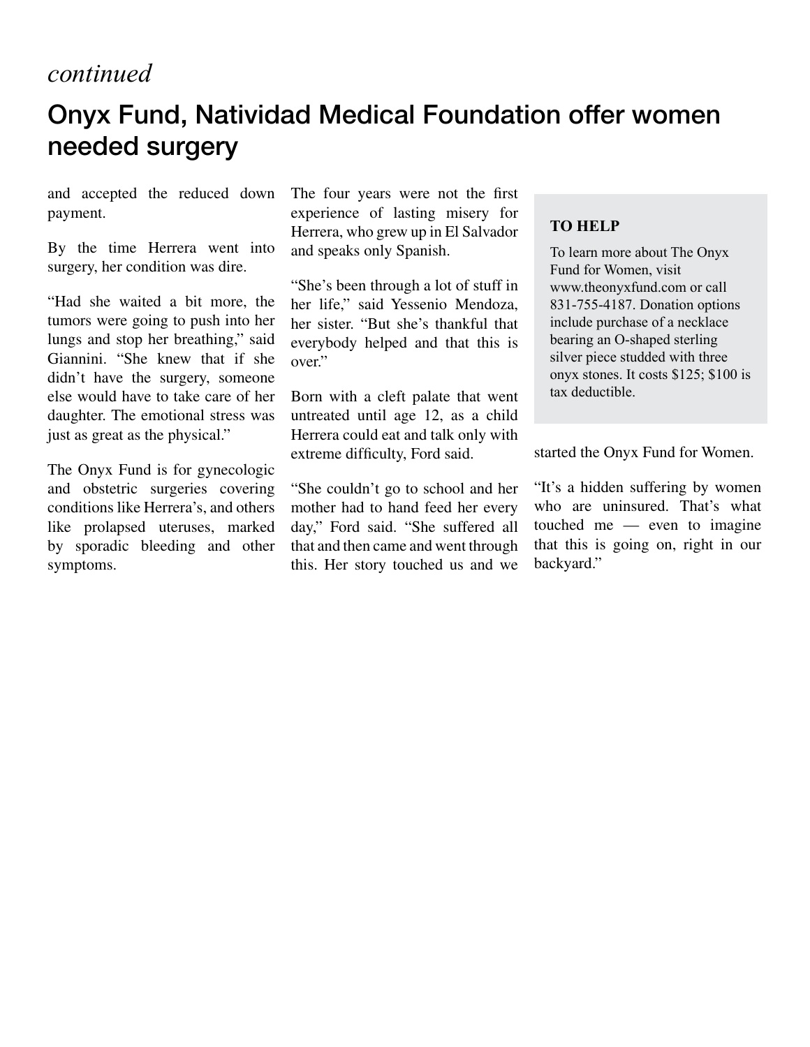*continued*

# Onyx Fund, Natividad Medical Foundation offer women needed surgery

and accepted the reduced down payment.

By the time Herrera went into surgery, her condition was dire.

"Had she waited a bit more, the tumors were going to push into her lungs and stop her breathing," said Giannini. "She knew that if she didn't have the surgery, someone else would have to take care of her daughter. The emotional stress was just as great as the physical."

The Onyx Fund is for gynecologic and obstetric surgeries covering conditions like Herrera's, and others like prolapsed uteruses, marked by sporadic bleeding and other symptoms.

The four years were not the first experience of lasting misery for Herrera, who grew up in El Salvador and speaks only Spanish.

"She's been through a lot of stuff in her life," said Yessenio Mendoza, her sister. "But she's thankful that everybody helped and that this is over."

Born with a cleft palate that went untreated until age 12, as a child Herrera could eat and talk only with extreme difficulty, Ford said.

"She couldn't go to school and her mother had to hand feed her every day," Ford said. "She suffered all that and then came and went through this. Her story touched us and we started the Onyx Fund for Women.

"It's a hidden suffering by women who are uninsured. That's what touched me — even to imagine that this is going on, right in our backyard."

**TO HELP**

To learn more about The Onyx Fund for Women, visit www.theonyxfund.com or call 831-755-4187. Donation options include purchase of a necklace bearing an O-shaped sterling silver piece studded with three onyx stones. It costs $125; $100 is tax deductible.